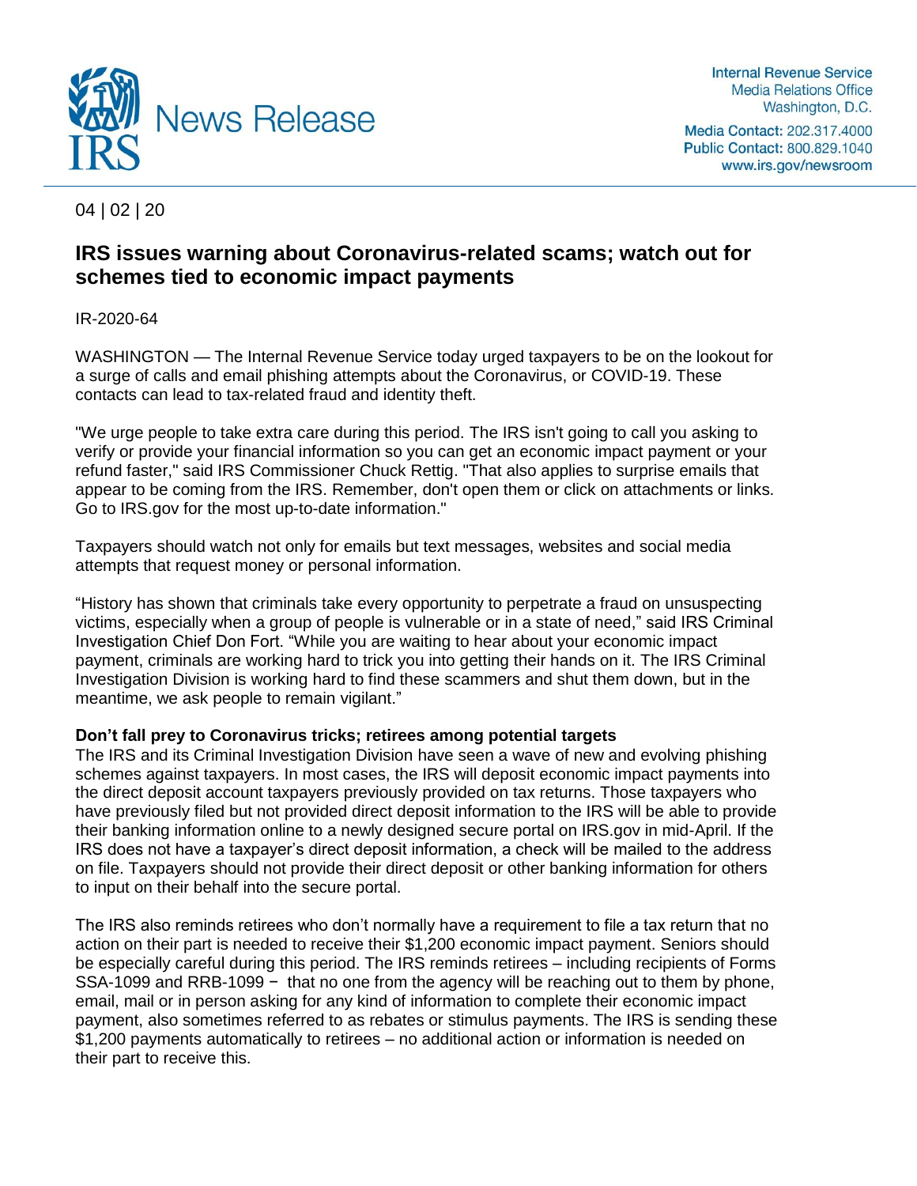IRS News Release

Internal Revenue Service
Media Relations Office
Washington, D.C.

Media Contact: 202.317.4000
Public Contact: 800.829.1040
www.irs.gov/newsroom

04 | 02 | 20

# IRS issues warning about Coronavirus-related scams; watch out for schemes tied to economic impact payments

IR-2020-64

WASHINGTON — The Internal Revenue Service today urged taxpayers to be on the lookout for a surge of calls and email phishing attempts about the Coronavirus, or COVID-19. These contacts can lead to tax-related fraud and identity theft.

"We urge people to take extra care during this period. The IRS isn't going to call you asking to verify or provide your financial information so you can get an economic impact payment or your refund faster," said IRS Commissioner Chuck Rettig. "That also applies to surprise emails that appear to be coming from the IRS. Remember, don't open them or click on attachments or links. Go to IRS.gov for the most up-to-date information."

Taxpayers should watch not only for emails but text messages, websites and social media attempts that request money or personal information.

"History has shown that criminals take every opportunity to perpetrate a fraud on unsuspecting victims, especially when a group of people is vulnerable or in a state of need," said IRS Criminal Investigation Chief Don Fort. "While you are waiting to hear about your economic impact payment, criminals are working hard to trick you into getting their hands on it. The IRS Criminal Investigation Division is working hard to find these scammers and shut them down, but in the meantime, we ask people to remain vigilant."

**Don't fall prey to Coronavirus tricks; retirees among potential targets**

The IRS and its Criminal Investigation Division have seen a wave of new and evolving phishing schemes against taxpayers. In most cases, the IRS will deposit economic impact payments into the direct deposit account taxpayers previously provided on tax returns. Those taxpayers who have previously filed but not provided direct deposit information to the IRS will be able to provide their banking information online to a newly designed secure portal on IRS.gov in mid-April. If the IRS does not have a taxpayer's direct deposit information, a check will be mailed to the address on file. Taxpayers should not provide their direct deposit or other banking information for others to input on their behalf into the secure portal.

The IRS also reminds retirees who don't normally have a requirement to file a tax return that no action on their part is needed to receive their $1,200 economic impact payment. Seniors should be especially careful during this period. The IRS reminds retirees – including recipients of Forms SSA-1099 and RRB-1099 − that no one from the agency will be reaching out to them by phone, email, mail or in person asking for any kind of information to complete their economic impact payment, also sometimes referred to as rebates or stimulus payments. The IRS is sending these $1,200 payments automatically to retirees – no additional action or information is needed on their part to receive this.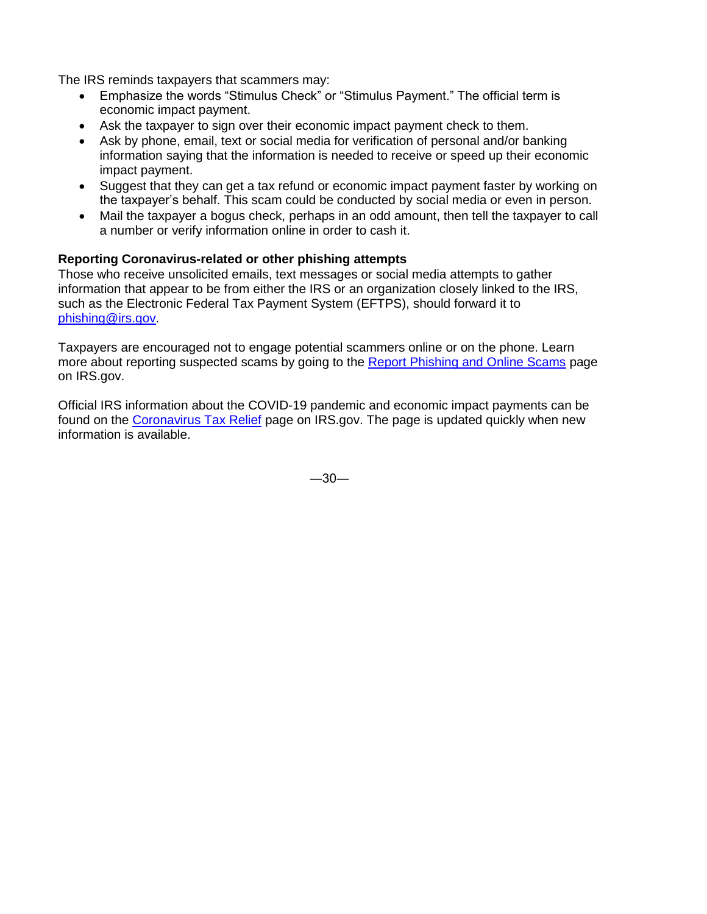The IRS reminds taxpayers that scammers may:

- Emphasize the words "Stimulus Check" or "Stimulus Payment." The official term is economic impact payment.
- Ask the taxpayer to sign over their economic impact payment check to them.
- Ask by phone, email, text or social media for verification of personal and/or banking information saying that the information is needed to receive or speed up their economic impact payment.
- Suggest that they can get a tax refund or economic impact payment faster by working on the taxpayer's behalf. This scam could be conducted by social media or even in person.
- Mail the taxpayer a bogus check, perhaps in an odd amount, then tell the taxpayer to call a number or verify information online in order to cash it.

**Reporting Coronavirus-related or other phishing attempts**

Those who receive unsolicited emails, text messages or social media attempts to gather information that appear to be from either the IRS or an organization closely linked to the IRS, such as the Electronic Federal Tax Payment System (EFTPS), should forward it to phishing@irs.gov.

Taxpayers are encouraged not to engage potential scammers online or on the phone. Learn more about reporting suspected scams by going to the Report Phishing and Online Scams page on IRS.gov.

Official IRS information about the COVID-19 pandemic and economic impact payments can be found on the Coronavirus Tax Relief page on IRS.gov. The page is updated quickly when new information is available.

—30—